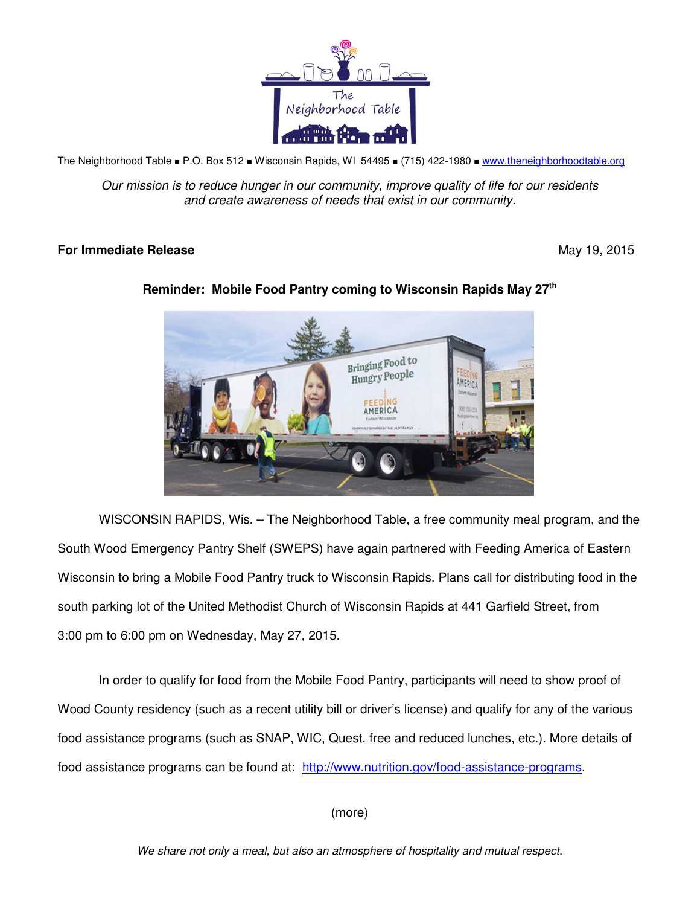The Neighborhood Table

The Neighborhood Table ■ P.O. Box 512 ■ Wisconsin Rapids, WI 54495 ■ (715) 422-1980 ■ www.theneighborhoodtable.org

*Our mission is to reduce hunger in our community, improve quality of life for our residents and create awareness of needs that exist in our community.*

**For Immediate Release** May 19, 2015

**Reminder: Mobile Food Pantry coming to Wisconsin Rapids May 27th**

WISCONSIN RAPIDS, Wis. – The Neighborhood Table, a free community meal program, and the South Wood Emergency Pantry Shelf (SWEPS) have again partnered with Feeding America of Eastern Wisconsin to bring a Mobile Food Pantry truck to Wisconsin Rapids. Plans call for distributing food in the south parking lot of the United Methodist Church of Wisconsin Rapids at 441 Garfield Street, from 3:00 pm to 6:00 pm on Wednesday, May 27, 2015.

In order to qualify for food from the Mobile Food Pantry, participants will need to show proof of Wood County residency (such as a recent utility bill or driver's license) and qualify for any of the various food assistance programs (such as SNAP, WIC, Quest, free and reduced lunches, etc.). More details of food assistance programs can be found at: http://www.nutrition.gov/food-assistance-programs.

(more)

*We share not only a meal, but also an atmosphere of hospitality and mutual respect.*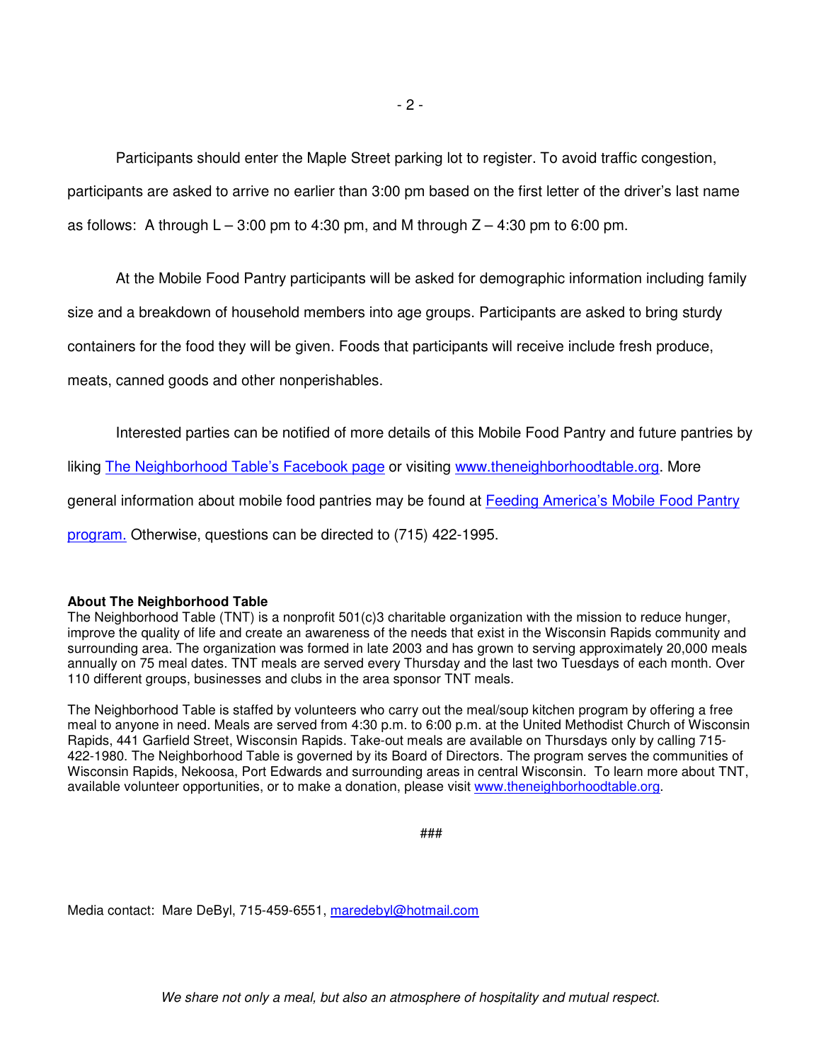Participants should enter the Maple Street parking lot to register. To avoid traffic congestion, participants are asked to arrive no earlier than 3:00 pm based on the first letter of the driver's last name as follows: A through L – 3:00 pm to 4:30 pm, and M through Z – 4:30 pm to 6:00 pm.

At the Mobile Food Pantry participants will be asked for demographic information including family size and a breakdown of household members into age groups. Participants are asked to bring sturdy containers for the food they will be given. Foods that participants will receive include fresh produce, meats, canned goods and other nonperishables.

Interested parties can be notified of more details of this Mobile Food Pantry and future pantries by liking The Neighborhood Table's Facebook page or visiting www.theneighborhoodtable.org. More general information about mobile food pantries may be found at Feeding America's Mobile Food Pantry program. Otherwise, questions can be directed to (715) 422-1995.

**About The Neighborhood Table**
The Neighborhood Table (TNT) is a nonprofit 501(c)3 charitable organization with the mission to reduce hunger, improve the quality of life and create an awareness of the needs that exist in the Wisconsin Rapids community and surrounding area. The organization was formed in late 2003 and has grown to serving approximately 20,000 meals annually on 75 meal dates. TNT meals are served every Thursday and the last two Tuesdays of each month. Over 110 different groups, businesses and clubs in the area sponsor TNT meals.

The Neighborhood Table is staffed by volunteers who carry out the meal/soup kitchen program by offering a free meal to anyone in need. Meals are served from 4:30 p.m. to 6:00 p.m. at the United Methodist Church of Wisconsin Rapids, 441 Garfield Street, Wisconsin Rapids. Take-out meals are available on Thursdays only by calling 715-422-1980. The Neighborhood Table is governed by its Board of Directors. The program serves the communities of Wisconsin Rapids, Nekoosa, Port Edwards and surrounding areas in central Wisconsin. To learn more about TNT, available volunteer opportunities, or to make a donation, please visit www.theneighborhoodtable.org.

###

Media contact: Mare DeByl, 715-459-6551, maredebyl@hotmail.com

*We share not only a meal, but also an atmosphere of hospitality and mutual respect.*